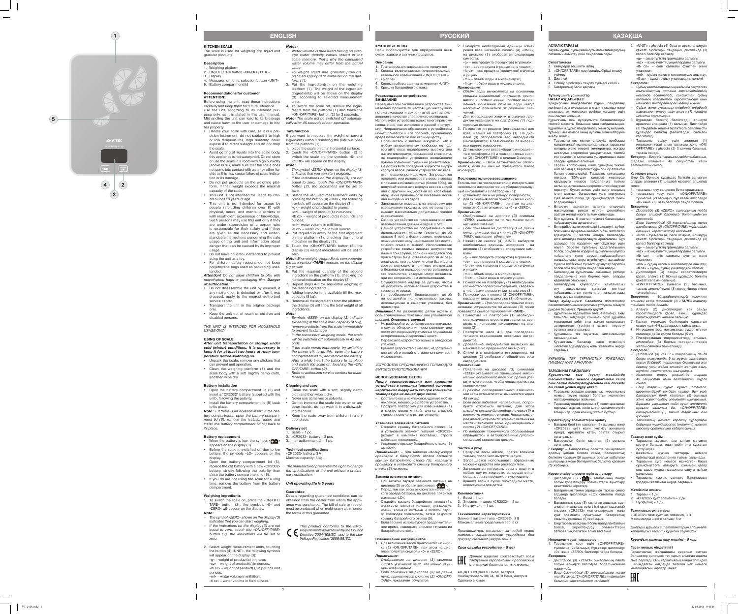# ENGLISH

## KITCHEN SCALE

The scale is used for weighing dry, liquid and granular products.

### Description

1. Weighing platform
2. ON/OFF/Tare button «ON/OFF/TARE»
3. Display
4. Measurement units selection button «UNIT»
5. Battery compartment lid

### Recommendations for customer

**ATTENTION!**

Before using the unit, read these instructions carefully and keep them for future reference.

Use the unit according to its intended purpose only, as it is stated in this user manual. Mishandling the unit can lead to its breakage and cause harm to the user or damage to his/her property.

- Handle your scale with care, as it is a precision instrument, do not subject it to high or low temperatures, high humidity, never expose it to direct sunlight and do not drop the scale.
- Avoid getting of liquids into the scale body, this appliance is not waterproof. Do not store or use the scale in a room with high humidity (above 80%), make sure that the scale does not come into contact with water or other liquids as this may cause failure of scale indication or its damage.
- Do not put products on the weighing platform, if their weight exceeds the maximal capacity of the scale.
- This unit is not intended for usage by children under 8 years of age.
- This unit is not intended for usage by people (including children over 8) with physical, neural and mental disorders or with insufficient experience or knowledge. Such persons may use this unit only if they are under supervision of a person who is responsible for their safety and if they are given all the necessary and understandable instructions concerning the safe usage of the unit and information about danger that can be caused by its improper usage.
- Do not leave children unattended to prevent using the unit as a toy.
- For children safety reasons do not leave polyethylene bags used as packaging unattended.

***Attention!** Do not allow children to play with polyethylene bags or packaging film.* ***Danger of suffocation!***

- Do not disassemble the unit by yourself, if any malfunction is detected or after it was dropped, apply to the nearest authorized service center.
- Transport the unit in the original package only.
- Keep the unit out of reach of children and disabled persons.

*THE UNIT IS INTENDED FOR HOUSEHOLD USAGE ONLY*

### USING OF SCALE

***After unit transportation or storage under cold (winter) conditions, it is necessary to keep it for at least two hours at room temperature before switching on.***

- Unpack the scale, remove any stickers that can prevent unit operation.
- Clean the weighing platform (1) and the scale body with a soft slightly damp cloth, and then wipe dry.

### Battery installation

- Open the battery compartment lid (5) and insert a "CR2032" battery (supplied with the unit), following the polarity.
- Install the battery compartment lid (5) back to its place.

*Note: – If there is an isolation insert in the battery compartment, open the battery compartment lid (5), remove the isolation insert and install the battery compartment lid (5) back to its place.*

### Battery replacement

- When the battery is low, the symbol «▪» appears on the display (3).
- Before the scale is switched off due to low battery, the symbols «LO» appears on the display.
- Open the battery compartment lid (5), replace the old battery with a new «CR2032» battery, strictly following the polarity, then close the battery compartment lid (5).
- If you do are not using the scale for a long time, remove the battery from the battery compartment.

### Weighing ingredients

1. To switch the scale on, press the «ON/OFF/TARE» button (2), the symbols «0» and «ZERO» will appear on the display.

***Note:***

- *The symbol «ZERO» shown on the display (3) indicates that you can start weighing.*
- *If the indications on the display (3) are not equal to zero, touch the «ON/OFF/TARE» button (2), the indications will be set to zero.*

2. Select weight measurement units, touching the button (4) «UNIT», the following symbols will appear on the display (3):
«g» – weight of product(s) in grams;
«oz» – weight of product(s) in ounces;
«lb oz» – weight of product(s) in pounds and ounces;
«ml» – water volume in milliliters;
«fl oz» – water volume in fluid ounces.

***Notes:***

- *Water volume is measured basing on average water density values stored in the scale memory, that's why the calculated water volume may differ from the actual value.*
- *To weight liquid and granular products, place an appropriate container on the platform (1).*

3. Put the ingredient(s) on the weighing platform (1). The weight of the ingredient (ingredients) will be shown on the display (3), according to selected measurement units.
4. To switch the scale off, remove the ingredients from the platform (1) and touch the «ON/OFF/TARE» button (2) for 3 seconds.

***Note:*** *The scale will be switched off automatically after 45 seconds of non-operation.*

### Tare function

If you want to measure the weight of several ingredients without removing the previous ones from the platform (1):

1. place the scale on a flat horizontal surface;
2. touch the «ON/OFF/TARE» button (2) to switch the scale on, the symbols «0» and «ZERO» will appear on the display.

***Note:***

- *The symbol «ZERO» shown on the display (3) indicates that you can start weighing.*
- *If the indications on the display (3) are not equal to zero, touch the «ON/OFF/TARE» button (2), the indications will be set to zero.*

3. Select the required measurement units by pressing the button (4) «UNIT», the following symbols will appear on the display (3):
«g» – weight of product(s) in grams;
«oz» – weight of product(s) in ounces;
«lb oz» – weight of product(s) in pounds and ounces;
«ml» – water volume in milliliters;
«fl oz» – water volume in fluid ounces.
4. Put required quantity of the first ingredient on the platform (1), checking the numeral indication on the display (3).
5. Touch the «ON/OFF/TARE» button (2), the display (3) weight indications will be set to zero.

***Note:*** *When weighing ingredients consequently, the tare symbol «**TARE**» appears on the display (3) as well.*

6. Put the required quantity of the second ingredient on the platform (1), checking the numerical indication on the display (3).
7. Repeat steps 4-6 for sequential weighing of the rest of ingredients.
8. Adding ingredients is available till the max. capacity (5 kg).
9. Remove all the ingredients from the platform, the display (3) will show the total weight of all ingredients.

***Note:***

- *Symbols «EEEE» on the display (3) indicate exceeding of the scale max. capacity of 5 kg, remove products from the scale immediately to prevent its damage.*
- *In the successive weighing mode, the scale will be switched off automatically in 45 seconds.*
- *If the scale works improperly, try switching the power off; to do this, open the battery compartment lid (5) and remove the battery. After a while insert the battery to its place and switch the scale on, touching the «ON/OFF/TARE» button (2).*
- *Refer to authorized service centers for maintenance.*

### Cleaning and care

- Clean the scale with a soft, slightly damp cloth and then wipe it dry.
- Never use abrasives or solvents.
- Do not immerse the scale into water or any other liquids, do not wash it in a dishwashing machine.
- Keep the scale away from children in a dry cool place.

### Delivery set

1. Scale – 1 pc.
2. «CR2032» battery – 2 pcs
3. Instruction manual – 1 pc.

### Technical specifications

«CR2032» battery, 3 V
Maximal capacity: 5 kg.

*The manufacturer preserves the right to change the specifications of the unit without a preliminary notification.*

***Unit operating life is 5 years***

### Guarantee

Details regarding guarantee conditions can be obtained from the dealer from whom the appliance was purchased. The bill of sale or receipt must be produced when making any claim under the terms of this guarantee.

*This product conforms to the EMC-Requirements as laid down by the Council Directive 2004/108/EC and to the Low Voltage Regulation (2006/95/EC)*

# РУССКИЙ

## КУХОННЫЕ ВЕСЫ

Весы используются для определения веса сухих, жидких и сыпучих продуктов.

### Описание

1. Платформа для взвешивания продуктов
2. Кнопка включения/выключения/последовательного взвешивания «ON/OFF/TARE»
3. Дисплей
4. Кнопка выбора единиц измерения «UNIT»
5. Крышка батарейного отсека

### Рекомендации потребителю

**ВНИМАНИЕ!**

Перед началом эксплуатации устройства внимательно прочитайте настоящую инструкцию по эксплуатации и сохраните её для использования в качестве справочного материала.

Используйте устройство только по его прямому назначению, как изложено в данной инструкции. Неправильное обращение с устройством может привести к его поломке, причинению вреда пользователю или его имуществу.

- Обращайтесь с весами аккуратно, как с любым измерительным прибором, не подвергайте весы воздействию высоких или низких температур, повышенной влажности, не подвергайте устройство воздействию прямых солнечных лучей и не роняйте весы.
- Не допускайте попадания жидкости внутрь корпуса весов, данное устройство не является водонепроницаемым. Запрещается оставлять или использовать весы в местах с повышенной влажностью (более 80%), не допускайте контакта корпуса весов с водой или с другими жидкостями во избежание нарушения правильности показаний весов или выхода их из строя.
- Запрещается помещать на платформу для взвешивания продукты, вес которых превышает максимально допустимый предел взвешивания.
- Данное устройство не предназначено для использования детьми младше 8 лет.
- Данное устройство не предназначено для использования людьми (включая детей старше 8 лет) с физическими, нервными, психическими нарушениями или без достаточного опыта и знаний. Использование устройства такими лицами допускается лишь в том случае, если они находятся под присмотром лица, отвечающего за их безопасность, при условии, что им были даны соответствующие и понятные инструкции о безопасном пользовании устройством и тех опасностях, которые могут возникать при его неправильном использовании.
- Осуществляйте надзор за детьми, чтобы не допустить использования устройства в качестве игрушки.
- Из соображений безопасности детей не оставляйте полиэтиленовые пакеты, используемые в качестве упаковки, без присмотра.

***Внимание!*** *Не разрешайте детям играть с полиэтиленовыми пакетами или упаковочной плёнкой.* ***Опасность удушья!***

- Не разбирайте устройство самостоятельно, в случае обнаружения неисправности или после его падения обратитесь в ближайший авторизованный сервисный центр.
- Перевозите устройство только в заводской упаковке.
- Храните устройство в местах, недоступных для детей и людей с ограниченными возможностями.

*УСТРОЙСТВО ПРЕДНАЗНАЧЕНО ТОЛЬКО ДЛЯ БЫТОВОГО ИСПОЛЬЗОВАНИЯ*

### ИСПОЛЬЗОВАНИЕ ВЕСОВ

***После транспортировки или хранения устройства в холодных (зимних) условиях необходимо выдержать его при комнатной температуре не менее двух часов.***

- Достаньте весы из упаковки, удалите любые наклейки, мешающие работе устройства.
- Протрите платформу для взвешивания (1) и корпус весов мягкой, слегка влажной тканью, после чего вытрите насухо.

### Установка элементов питания

- Откройте крышку батарейного отсека (5) и установите элемент питания «CR2032» (входит в комплект поставки), строго соблюдая полярность.
- Установите крышку батарейного отсека (5) на место.

*Примечание: – При наличии изолирующей прокладки в батарейном отсеке откройте крышку батарейного отсека (5), извлеките прокладку и установите крышку батарейного отсека (5) на место.*

### Замена элемента питания

- При низком заряде элемента питания на дисплее (3) отобразится символ «▪».
- Перед тем как весы отключатся из-за низкого заряда батареи, на дисплее появятся символы «LO».
- Откройте крышку батарейного отсека (5), извлеките элемент питания, установите новый элемент питания «CR2032» строго соблюдая полярность, установите крышку батарейного отсека (5).
- Если весы не используются продолжительное время, извлеките элемент питания из батарейного отсека.

### Взвешивание ингредиентов

1. Для включения весов прикоснитесь к кнопке (2) «ON/OFF/TARE», при этом на дисплее появятся символы «0» и «ZERO».

***Примечание:***

- *Отображение на дисплее (3) символа «ZERO» указывает на то, что можно начинать взвешивание.*
- *Если показания на дисплее (3) не равны нулю, прикоснитесь к кнопке (2) «ON/OFF/TARE», показания обнулятся.*

2. Выберите необходимые единицы измерения веса касанием кнопки (4) «UNIT», на дисплее (3) отобразятся следующие символы:
«g» – вес продукта (продуктов) в граммах;
«oz» – вес продукта (продуктов) в унциях;
«lb oz» – вес продукта (продуктов) в фунтах и унциях;
«ml» – объём воды в миллилитрах;
«fl oz» – объём воды в жидких унциях.

***Примечания:***

- *Объём воды вычисляется на основании средних показателей плотности, хранящихся в памяти весов, поэтому вычисленные показания объёма воды могут несколько отличаться от реальных значений.*
- *Для взвешивания жидких и сыпучих продуктов установите на платформу (1) подходящую ёмкость.*

3. Поместите ингредиент (ингредиенты) для взвешивания на платформу (1). На дисплее (3) отобразится вес ингредиента (ингредиентов) в зависимости от выбранных единиц измерения.
4. Для выключения весов уберите ингредиенты с платформы (1) и прикоснитесь к кнопке (2) «ON/OFF/TARE» в течение 3 секунд.

***Примечание:*** *– Весы автоматически отключаются, если вы ими не пользуетесь более 45 секунд.*

### Последовательное взвешивание

Если вы хотите последовательно измерить вес нескольких ингредиентов, не убирая предыдущие ингредиенты с платформы (1):

1. установите весы на ровную поверхность;
2. для включения весов прикоснитесь к кнопке (2) «ON/OFF/TARE», при этом на дисплее отобразятся символы «0» и «ZERO».

***Примечание:***

- *Отображение на дисплее (3) символа «ZERO» указывает на то, что можно начинать взвешивание.*
- *Если показания на дисплее (3) не равны нулю, прикоснитесь к кнопке (2) «ON/OFF/TARE», показания обнулятся.*

3. Нажатиями кнопки (4) «UNIT» выберите необходимые единицы измерения, на дисплее (3) отобразятся следующие символы:
«g» – вес продукта (продуктов) в граммах;
«oz» – вес продукта (продуктов) в унциях;
«lb oz» – вес продукта (продуктов) в фунтах и унциях;
«ml» – объём воды в миллилитрах;
«fl oz» – объём воды в жидких унциях.
4. Поместите на платформу (1) необходимое количество первого ингредиента, сверяясь с числовыми показаниями на дисплее (3).
5. Прикоснитесь к кнопке (2) ON/OFF/TARE», показания веса на дисплее (3) обнулятся.

***Примечание:*** *– При последовательном взвешивании ингредиентов на дисплее (3) также появляется символ тарирования «**TARE**».*

6. Поместите на платформу (1) необходимое количество второго ингредиента, сверяясь с числовыми показаниями на дисплее (3).
7. Повторяйте шаги 4-6 для последовательного взвешивания остальных ингредиентов.
8. Добавление ингредиентов возможно до максимально предельного веса (5 кг).
9. Снимите с платформы ингредиенты, на дисплее (3) отобразится общий вес всех ингредиентов.

***Примечание:***

- *Появление на дисплее (3) символов «EEEE» указывает на превышение максимально допустимого веса 5 кг, срочно уберите груз с весов, чтобы предотвратить их повреждение.*
- *В режиме последовательного взвешивания весы автоматически выключатся через 45 секунд.*
- *Если весы работают неправильно, попробуйте отключить питание, для этого откройте крышку батарейного отсека (5) и извлеките элемент питания. Через некоторое время установите элемент питания на место и включите весы, прикоснувшись к кнопке (2) «ON/OFF/TARE».*
- *По вопросам технического обслуживания обращайтесь в авторизованные (уполномоченные) сервисные центры.*

### Чистка и уход

- Протрите весы мягкой, слегка влажной тканью, после чего вытрите насухо.
- Запрещается использовать абразивные моющие средства или растворители.
- Запрещается погружать весы в воду и в любые другие жидкости, запрещается помещать весы в посудомоечную машину.
- Храните весы в сухом прохладном месте, недоступном для детей.

### Комплектация

1. Весы – 1 шт.
2. Элемент питания «CR2032» – 2 шт.
3. Инструкция – 1 шт.

### Технические характеристики

Элемент питания типа «CR2032», 3 В
Максимальный предельный вес: 5 кг

*Производитель оставляет за собой право изменять характеристики устройства без предварительного уведомления*

***Срок службы устройства – 5 лет***

*Данное изделие соответствует всем требуемым европейским и российским стандартам безопасности и гигиены.*

АН-ДЕР ПРОДАКТС ГмбХ, Австрия
Нойбаугюртель 38/7А, 1070 Вена, Австрия
Сделано в Китае

# ҚАЗАҚША

## АСҮЙЛІК ТАРАЗЫ

Таразы құрғақ, сұйық және сусымалы тағамдардың салмағын анықтау үшін пайдаланылады.

### Сипаттамасы

1. Өнімдерді өлшейтін алаң
2. «ON/OFF/TARE» қосу/сөндіру/бірізді өлшеу түймесі
3. Дисплей
4. Өлшеу бірліктерін таңдау түймесі «UNIT»
5. Батареялық бөлік қақпағы

### Тұтынушыға ұсыныстар

**НАЗАР АУДАРЫҢЫЗ!**

Құрылғыны пайдаланбас бұрын, пайдалану жөніндегі осы нұсқаулықты мұқият оқыңыз және анықтамалық материал ретінде қолдану үшін оны сақтап қойыңыз.

Құрылғыны осы нұсқаулықта баяндалғандай тікелей мақсаты бойынша ғана пайдаланыңыз. Құрылғыны дұрыс пайдаланбау оның бұзылуына, тұтынушыға немесе оның мүлігіне зиян келтіруіне әкелуі мүмкін.

- Таразыны кез келген өлшеуіш приборды қолданғандай ұқыпты қолданыңыз, таразыны жоғары және төменгі температура, жоғары ылғалдық әсерлеріне ұшыратпаңыз, тікелей күн сәулесінің ықпалына ұшыратпаңыз және оларды құлатып алмаңыз.
- Таразы корпусының ішіне сұйықтың тиюіне жол бермеңіз, берілгент құрылғы су өткізбейтін болып есептелмейді. Таразыны ылғалдығы жоғары (80%-дан жоғары) жерлерде қалдыруға немесе пайдалануға тыйым салынады, таразының көрсеткіштерінің дұрыс көрсетілуі бұзыл алмас үшін және олардың істен шығын болдырмас үшін корпусының сумен немесе басқа да сұйықтықтармен тиюін болдырмаңыз.
- Өлшеуге арналған алаңға өлшенудің максималды рұқсат етілген деңгейінен асатын өнімді қоюға тыйым салынады.
- Бұл құрылғы 8 жастан төменгі балалардың пайдалануына арналмаған.
- Бұл прибор және мүмкіндігі шектеулі, жүйке, психикасы ауытқыған немесе білімі жеткіліксіз адамдарға (8 жастан жоғары балаларды қоса алғанда) пайдалануға арналмаған. Бұл адамдар тек өздерінің қауіпсіздіктері үшін жауап беретін тұлғаның қадағалауымен болса, сондай-ақ өздеріне құрылғыны қауіпсіз пайдалану және дұрыс пайдаланбаған жағдайда орын алуы мүмкін қауіпті жағдайлар туралы тиісті және түсінікті нұсқаулар берілген болса ғана осы приборды пайдалана алады.
- Балалардың құрылғыны ойыншық ретінде пайдалануына жол бермеу үшін, оларды қадағалап отырыңыз.
- Балалардың қауіпсіздігін қамтамасыз ету мақсатында қаптама ретінде пайдаланылатын полиэтилен қаптамаларды қараусыз қалдырмаңыз.

***Назар аударыңыз!*** *Балаларға полиэтилен пакеттермен немесе қаптама үлбірмен ойнауға рұқсат бермеңіз.* ***Тұншығу қаупі!***

- Құрылғыны өздігіңізбен бөлшектемеңіз, ақау табылған жағдайда, сонымен бірге құрылғы құлағаннан кейін оны жақын орналасқан авторланған (уәкілетті) қызмет көрсету орталығына апарыңыз.
- Құрылғыны тек зауыттық қаптамасында тасымалдаңыз.
- Құрылғыны балалар және мүмкіндігі шектеулі адамдардың қолы жетпейтін жерде сақтаңыз.

*ҚҰРЫЛҒЫ ТЕК ТҰРМЫСТЫҚ ЖАҒДАЙДА ПАЙДАЛАНУҒА АРНАЛҒАН*

### ТАРАЗЫНЫ ПАЙДАЛАНУ

***Құрылғыны қыс (суық) мезгілінде тасымалдаған немесе сақтағаннан кейін оны бөлме температурасында кем дегенде екі сағат ұстап тұру қажет.***

- Таразыны орауыш шығарыңыз, құрылғының жұмыс істеуіне кедергі болатын кез-келген жапсырмаларды жойыңыз.
- Таразыны платформасын (1) және таразылар корпусын жұмсақ, өлсіз ылғал матамен сүртіп алыңыз, содан кейін құрғатып сүртіңіз.

### Қоректендіру элементтерін орнату

- Батарейк бөлігінің қақпағын (5) ашыңыз және «CR2032» қуат көзін (жеткізу жиынтығына кіреді), ерістілігін қатаң сақтай отырып орнатыңыз.
- Батареялық бөлік қақпағын (5) орнына орнатыңыз.

*Ескерту: – Батареялық бөлікте оқшаулағыш аралық қабат болған кезде, батареялық бөліктің қақпағын (5) ашыңыз, аралық қабатты шығарыңыз және батареялық бөліктің қақпағын (5) жабыңыз.*

### Қоректендіру элементтерін ауыстыру

- Дисплейде (3) «▪» таңбасының пайда болуы қоректендіру элементтерін ауыстыру қажеттілігін көрсетеді.
- Батареяның төмен зарядынан таразы сөнер алдында дисплейде «LO» символы пайда болады.
- Батареялық бөлік (5) қақпағын ашыңыз, қуат элементін алыңыз, ерістілігі қатаң қадағалай отырып, «CR2032» қуаттандырғышын жаңа қуат элементін орнатыңыз, батареялық сақиңа қақпағын (5) жабыңыз.
- Егер таразы ұзақ уақыт бойы пайдаланбайтын болса, қоректендіру элементтерін батареялық бөліктен алып тастаңыз.

### Ингредиенттерді таразылау

1. Таразыны қосу үшін «ON/OFF/TARE» түймесіне (2) басыңыз, бұл кезде дисплейде «0» және «ZERO» белгілері пайда болады.

***Ескертпе:***

- *Дисплейде (3) «ZERO» символының пайда болуы өлшеуді бастауға болатындығын көрсетеді.*
- *Егер дисплейдегі (3) көрсеткіштер нөлге тең болмаса, (2) «ON/OFF/TARE» түймесін басыңыз, көрсеткіштер нөлденеді.*

2. «UNIT» түймесін (4) баса отырып, өлшеудің қажетті бірліктерін таңдаңыз, дисплейде (3) келесі белгілер көрінеді:
«g» – азық-түліктің граммдағы салмағы;
«oz» – азық-түліктің унцилардағы салмағы;
«lb oz» – өнім салмағы фунттен және унциямен;
«ml» – судың көлемін миллилитрде анықтау;
«fl oz» – судың сұйық унциялардағы көлемі;

***Ескертпе:***

- *Судың көлемі таразының жадында сақталған тығыздықтың орташа көрсеткіштерінің негізінде есептеледі, сондықтан судың көлемінің есептелген көрсеткіштері шын мәніндегі мәндерден өзгешеленуі мүмкін.*
- *Сұйық және сусымалы өнімдерді өнімдерді таразылап өлшеу үшін алаңға (1) қолайлы ыдысты орнатыңыз.*

3. Құрамдас бөлікті (бөліктерді) өлшеуге арналған алаңшаға (1) салыңыз. Дисплейде (3) таңдалған өлшем бірліктеріге байланысты құрамдас бөліктің (бөліктердің) салмағы көрсетіледі.
4. Таразыны өшіру үшін алаңнан (1) ингредиенттерді алып тастаңыз және «ON/OFF/TARE» түймесін (2) 3 секунд басыңыз.

***Ескерту:*** *– Егер сіз таразыны пайдаланбасаңыз, таразы шамамен 45 секундтан кейін автоматты сөнеді.*

### Кезекпен өлшеу

Егер Сіз бірнеше құрамдас бөліктің салмағын оларды алаңнан (1) шешпей кезектеп өлшегіңіз келсе:

1. Таразыны түзу келденең бетке орнатыңыз.
2. таразыны қосу үшін «ON/OFF/TARE» түймесіне (2) басыңыз, бұл кезде дисплейде «0» және «ZERO» белгілері пайда болады.

***Ескертпе:***

- *Дисплейде (3) «ZERO» символының пайда болуы өлшеуді бастауға болатындығын көрсетеді.*
- *Егер дисплейдегі (3) көрсеткіштер нөлге тең болмаса, (2) «ON/OFF/TARE» түймесін басыңыз, көрсеткіштер нөлденеді.*

3. «UNIT» түймесін (4) баса отырып, өлшеудің қажетті бірліктерін таңдаңыз, дисплейде (3) келесі белгілер көрінеді:
«g» – азық-түліктің граммдағы салмағы;
«oz» – азық-түліктің унцилардағы салмағы;
«lb oz» – өнім салмағы фунттен және унциямен;
«ml» – судың көлемін миллилитрде анықтау;
«fl oz» – судың сұйық унциялардағы көлемі.
4. Дисплейдегі (3) санды көрсеткіштерге қарап, алаңға (1) бірінші құрамдас бөліктің қажетті көлемін салыңыз.
5. «ON/OFF/TARE» түймесін (2) басыңыз, таразы дисплейіндегі (3) көрсеткіштер нөлге теңестіріледі.

*Ескертпе: – Ингредиенттерді кезектеп өлшеген кезде дисплейде (3) «**TARE**» таралау таңбасы пайда болады.*

6. Алаңға (2) дисплейдегі (3) санды көрсеткіштерге қарап, екінші құрамдас бөліктің қажетті көлемін салыңыз.
7. Қалған құрамдас бөліктердің салмағын өлшеу үшін 4-6 қадамдарын қайталаңыз.
8. Ингредиенттерді максималды рұқсат етілген салмаққа дейін қосуға болады (5 кг).
9. Платформадан ингредиенттерді алыңыз, дисплейде (3) барлық ингредиенттердің жалпы салмағы бейнеленеді.

***Ескертпе:***

- *Дисплейде (3) «EEEE» таңбасының пайда болуы максималды 5 кг мүмкін салмақтың асуын білдіреді, таразының бұзылуына жол бермеу үшін жедел өлшенуі жатқан азық-түлікті посталаннан шығарыңыз.*
- *Кезектеп өлшеу режимінде таразы 45 секундтан кейін автоматты түрде сөнеді.*
- *Егер таразы дұрыс жұмыс істемесе, қоректендіруді өшіріп көріңіз, бұл үшін батареялық бөлік қақпағын (5) ашыңыз және қоректендіру элементін шығарыңыз. Біршама уақыттан кейін қуат элементін орнына салыңыз да, «ON/OFF/TARE» батырмасына (2) басып таразыны іске қосыңыз.*
- *Техникалық қызмет көрсету сұрақтары бойынша туындылағдерс (өкілетті) қызмет көрсету орталығына хабарласыңыз.*

### Тазалау және күтім

- Таразыны жұмсақ, сәл ылғал матамен сүртіп болады, одан кейін оны құрғатып сүрту керек.
- Қажайтын жуғыш заттарды немесе еріткіштерді пайдалануға тыйым салынады.
- Таразыны суға немесе кез-келген басқа сұйықтықтарға матыруға, сонымен қатар оны ыдыс жуғыш машинада салуға тыйым салынады.
- Таразыны құрғақ, салқын, балалардың қолдары жетпейтін жерде сақтаңыз.

### Жеткізілім жинағы

1. Таразы – 1 дн.
2. «CR2032» қуат элементі – 2 дн.
3. Нұсқаулық – 1 дн.

### Техникалық сипаттары

«CR2032» типті қуат көзі элементі, 3 В
Максималды шектік салмақ: 5 кг

*Өндіруші құрылғы сипаттамаларын алдын-ала хабарлаусыз өзгерту құқығын сақтайды.*

***Құралдың қызмет ету мерзімі – 5 жыл***

### Гаранттиялық міндеттілігі

Гаранттиялық жағдайдағы қаралып жатқан бөлшектер дилерден тек сатып алынған адамға ғана беріледі. Осы гаранттиялық міндеттілігіндегі шағымдалған жағдайда төлеген чек немесе квитанциясын көрсетуі қажет.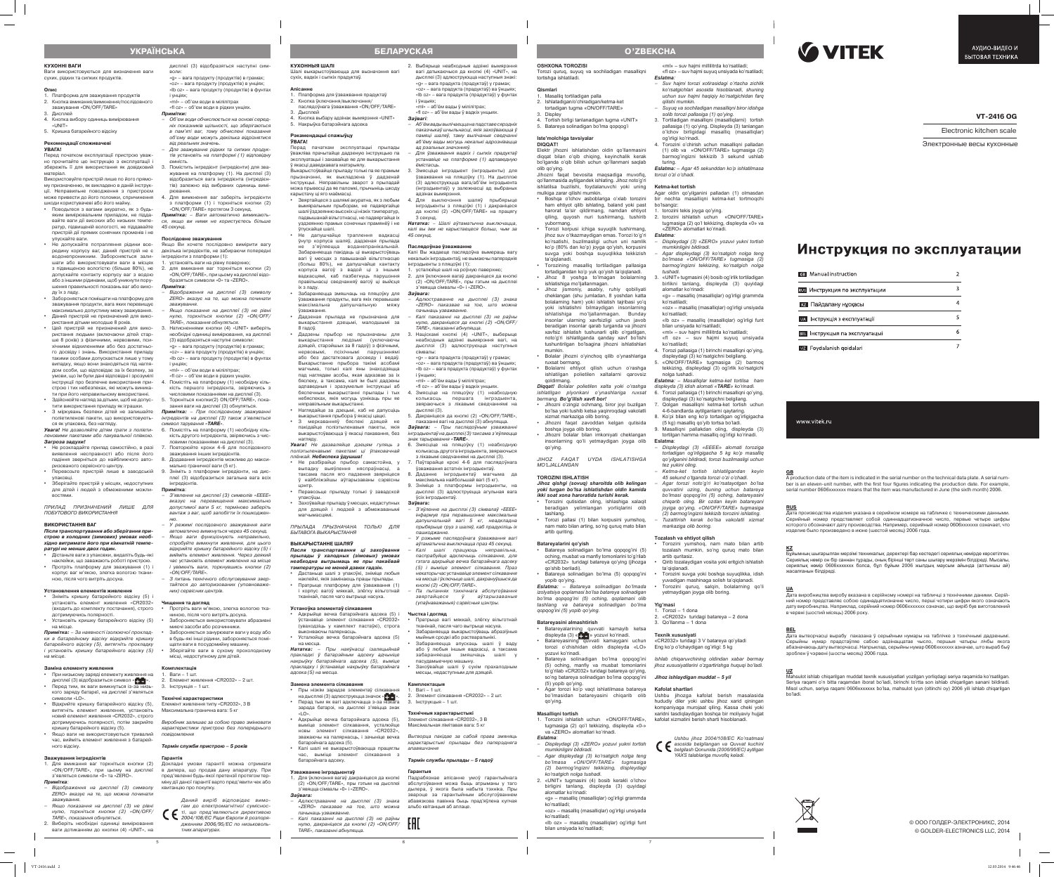## УКРАЇНСЬКА

### КУХОННІ ВАГИ

Ваги використовуються для визначення ваги сухих, рідких та сипких продуктів.

**Опис**

1. Платформа для зважування продуктів
2. Кнопка вмикання/вимикнення/послідовного зважування «ON/OFF/TARE»
3. Дисплей
4. Кнопка вибору одиниць вимірювання «UNIT»
5. Кришка батарейного відсіку

**Рекомендації споживачеві**

**УВАГА!**

Перед початком експлуатації пристрою уважно прочитайте цю інструкцію з експлуатації і збережіть її для використання як довідковий матеріал.

Використовуйте пристрій лише по його прямому призначенню, як викладено в даній інструкції. Неправильне поводження з пристроєм може привести до його поломки, спричинення шкоди користувачеві або його майну.

- Поводьтеся з вагами акуратно, як з будь-яким вимірювальним приладом, не піддавайте ваги дії високих або низьких температур, підвищеній вологості, не піддавайте пристрій дії прямих сонячних променів і не упускайте ваги.
- Не допускайте потрапляння рідини всередину корпусу ваг, даний пристрій не є водонепроникним. Забороняється залишати або використовувати ваги в місцях з підвищеною вологістю (більше 80%), не допускайте контакту корпусу ваг з водою або з іншими рідинами, щоб уникнути порушення правильності показань ваг або виходу їх з ладу.
- Забороняється поміщати на платформу для зважування продукти, вага яких перевищує максимально допустиму межу зважування.
- Даний пристрій не призначений для використання дітьми молодше 8 років.
- Цей пристрій не призначений для використання людьми (включаючи дітей старше 8 років) з фізичними, нервовими, психічними відхиленнями або без достатнього досвіду і знань. Використання пристрою такими особами допускається лише у тому випадку, якщо вони знаходяться під наглядом особи, що відповідає за їх безпеку, за умови, що їм були дані відповідні і зрозумілі інструкції про безпечне використання пристрою і тих небезпеках, які можуть виникати при його неправильному використанні.
- Здійснюйте нагляд за дітьми, щоб не допустити використання приладу як іграшки.
- З міркувань безпеки дітей не залишайте поліетиленові пакети, що використовуються як упаковка, без нагляду.

*Увага! Не дозволяйте дітям грати з поліетиленовими пакетами чи пакувальної плівкою.* ***Загроза задухи!***

- Не розкладайте прилад самостійно, в разі виявлення несправності або після його падіння зверніться до найближчого авторизованого сервісного центру.
- Перевозьте прилад тільки в заводській упаковці.
- Зберігайте пристрій у місцях, недоступних для дітей і людей з обмеженими можливостями.

*ПРИЛАД ПРИЗНАЧЕНИЙ ЛИШЕ ДЛЯ ПОБУТОВОГО ВИКОРИСТАННЯ*

### ВИКОРИСТАННЯ ВАГ

***Після транспортування або зберігання пристрою в холодних (зимових) умовах необхідно витримати його при кімнатній температурі не менше двох годин.***

- Дістаньте ваги з упаковки, видаліть будь-які наклейки, що заважають роботі пристрою.
- Протріть платформу для зважування (1) і корпус ваг м'якою, злегка вологою тканиною, після чого витріть досуха.

**Установлення елементів живлення**

- Зніміть кришку батарейного відсіку (5) і установіть елемент живлення «CR2032» (входить до комплекту постачання), строго дотримуючись полярності.
- Установіть кришку батарейного відсіку (5) на місце.

*Примітка: – За наявності ізоляючої прокладки в батарейному відсіку відкрийте кришку батарейного відсіку (5), витягніть прокладку і установіть кришку батарейного відсіку (5) на місце.*

**Заміна елементу живлення**

- При низькому заряді елементу живлення на дисплеї (3) відобразиться символ «▭».
- Перед тим, як ваги вимкнуться із-за низького заряду батареї, на дисплеї з'явиться символ «LO».
- Відкрийте кришку батарейного відсіку (5), витягніть елемент живлення, установіть новий елемент живлення «CR2032», строго дотримуючись полярності, потім закрийте кришку батарейного відсіку (5).
- Якщо ваги не використовуються тривалий час, вийміть елемент живлення з батарейного відсіку.

**Зважування інгредієнтів**

1. Для вмикання ваг торкніться кнопки (2) «ON/OFF/TARE», при цьому на дисплеї з'являться символи «0» та «ZERO».

*Примітка:*
- *Відображення на дисплеї (3) символу ZERO вказує на те, що можна починати зважування.*
- *Якщо показання на дисплеї (3) не рівні нулю, торкніться кнопки (2) «ON/OFF/TARE», показання обнуляться.*

2. Виберіть необхідну одиницю вимірювання ваги дотиканням до кнопки (4) «UNIT», на дисплеї (3) відображається наступні символи:
«g» – вага продукту (продуктів) в грамах;
«oz» – вага продукту (продуктів) в унціях;
«lb oz» – вага продукту (продуктів) в фунтах і унціях;
«ml» – об'єм води в мілілітрах
«fl oz» – об'єм води в рідких унціях.

*Примітки:*
- *Об'єм води обчислюється на основі середніх показників щільності, що зберігаються в пам'яті ваг; тому обчислені показання об'єму води можуть деяким відрізнятися від реальних значень.*
- *Для зважування рідких та сипких продуктів установіть на платформу (1) відповідну ємність.*

3. Помістіть інгредієнт (інгредієнти) для зважування на платформу (1). На дисплеї (3) відобразиться вага інгредієнта (інгредієнтів) залежно від вибраних одиниць вимірювання.
4. Для вимикнення ваг заберіть інгредієнти з платформи (1) і торкніться кнопки (2) «ON/OFF/TARE» протягом 3 секунд.

*Примітка: – Ваги автоматично вимикаються, якщо ви ними не користуєтесь більше 45 секунд.*

**Послідовне зважування**

Якщо Ви хочете послідовно виміряти вагу декількох інгредієнтів, не забираючи попередні інгредієнти з платформи (1):

1. установіть ваги на рівну поверхню;
2. для вмикання ваг торкніться кнопки (2) «ON/OFF/TARE», при цьому на дисплеї відобразяться символи «0» та «ZERO».

*Примітка:*
- *Відображення на дисплеї (3) символу ZERO вказує на те, що можна починати зважування.*
- *Якщо показання на дисплеї (3) не рівні нулю, торкніться кнопки (2) «ON/OFF/TARE», показання обнуляться.*

3. Натисненнями кнопки (4) «UNIT» виберіть необхідні одиниці вимірювання, на дисплеї (3) відобразяться наступні символи:
«g» – вага продукту (продуктів) в грамах;
«oz» – вага продукту (продуктів) в унціях;
«lb oz» – вага продукту (продуктів) в фунтах і унціях;
«ml» – об'єм води в мілілітрах;
«fl oz» – об'єм води в рідких унціях.
4. Помістіть на платформу (1) необхідну кількість першого інгредієнта, звіряючись з числовими показаннями на дисплеї (3).
5. Торкніться кнопки (2) ON/OFF/TARE», показання ваги на дисплеї (3) обнуляться.

*Примітка: – При послідовному зважуванні інгредієнтів на дисплеї (3) також з'являється символ тарування «TARE».*

6. Помістіть на платформу (1) необхідну кількість другого інгредієнта, звіряючись з числовими показаннями на дисплеї (3).
7. Повторюйте кроки 4-6 для послідовного зважування інших інгредієнтів.
8. Додавання інгредієнтів можливо до максимального граничної ваги (5 кг).
9. Зніміть з платформи інгредієнти, на дисплеї (3) відобразиться загальна вага всіх інгредієнтів.

*Примітка*
- *З'явлення на дисплеї (3) символів «EEEE» вказує на перевищення максимально допустимої ваги 5 кг, терміново заберіть вантаж з ваг, щоб запобігти їх пошкодженню.*
- *У режимі послідовного зважування ваги автоматично вимкнуться через 45 секунд.*
- *Якщо ваги функціонують неправильно, спробуйте вимкнути живлення, для цього відкрийте кришку батарейного відсіку (5) і вийміть елемент живлення. Через деякий час установіть елемент живлення на місце і увімкніть ваги, торкнувшись кнопки (2) «ON/OFF/TARE».*
- *З питань технічного обслуговування звертайтеся до авторизованих (уповноважених) сервісних центрів.*

**Чищення та догляд**

- Протріть ваги м'якою, злегка вологою тканиною, після чого витріть досуха.
- Забороняється використовувати абразивні миючі засоби або розчинники.
- Забороняється занурювати ваги у воду або в будь-які інші рідини, забороняється поміщати ваги в посудомийну машину.
- Зберігайте ваги в сухому прохолодному місці, недоступному для дітей.

**Комплектація**

1. Ваги – 1 шт.
2. Елемент живлення «CR2032» – 2 шт.
3. Інструкція – 1 шт.

**Технічні характеристики**

Елемент живлення типу «CR2032», 3 В
Максимальна гранична вага: 5 кг

*Виробник залишає за собою право змінювати характеристики пристрою без попереднього повідомлення*

***Термін служби пристрою – 5 років***

**Гарантія**

Докладні умови гарантії можна отримати в дилера, що продав дану апаратуру. При пред'явленні будь-якої претензії протягом терміну дії даної гарантії варто пред'явити чек або квитанцію про покупку.

*Даний виріб відповідає вимогам до електромагнітної сумісності, що пред'являються директивою 2004/108/ЕС Ради Європи і розпорядженням 2006/95/ЕС по низьковольтних апаратах.*

## БЕЛАРУСКАЯ

### КУХОННЫЯ ШАЛІ

Шалі выкарыстоўваюцца для вызначэння вагі сухіх, вадкіх і сыпкіх прадуктаў.

**Апісанне**

1. Платформа для ўзважвання прадуктаў
2. Кнопка ўключэння/выключэння/паслядоўнага ўзважвання «ON/OFF/TARE»
3. Дысплей
4. Кнопка выбару адзінак вымярэння «UNIT»
5. Накрыўка батарэйнага адсека

**Рэкамендацыі спажыўцу**

**ЎВАГА!**

Перад пачаткам эксплуатацыі прылады ўважліва прачытайце дадзеную інструкцыю па эксплуатацыі і захавайце яе для выкарыстання ў якасці даведкавага матэрыялу.

Выкарыстоўвайце прыладу толькі па яе прамым прызначэнні, як выкладзена ў дадзенай інструкцыі. Няправільны зварот з прыладай можа прывесці да яе паломкі, прычыніць шкоду карыстачу ці яго маёмасці.

- Звяртайцеся з шалямі акуратна, як з любым вымяральным прыборам, не падвяргайце шалі ўздзеянню высокіх ці нізкіх тэмператур, падвышанай вільготнасці, не падвяргайце іх уздзеянню прамых сонечных праменяў і не ўпускайце шалі.
- Не дапушчайце траплення вадкасці ўнутр корпуса шаляў, дадзеная прылада не з'яўляецца воданепранікальнай. Забараняецца пакідаць ці выкарыстоўваць вагі ў месцах з павышанай вільготнасцю (больш 80%), не дапушчайце кантакту корпуса вагаў з вадой ці з іншымі вадкасцямі, каб пазбегнуць парушэння правільнасці сведчанняў вагаў ці выхаду іх з ладу.
- Забараняецца змяшчаць на пляцоўку для ўзважвання прадукты, вага якіх перавышае максімальна дапушчальную мяжу ўзважвання.
- Дадзеная прылада не прызначана для выкарыстання дзецьмі, малодшымі за 8 гадоў.
- Дадзены прыбор не прызначаны для выкарыстання людзьмі (уключаючы дзяцей, старэйшых за 8 гадоў) з фізічнымі, нервовымі, псіхічнымі парушэннямі або без дастатковага досведу і ведаў. Выкарыстанне прыбора такімі асобамі магчыма, толькі калі яны знаходзяцца пад наглядам асобы, якая адказвае за іх бяспеку, а таксама, калі ім былі дадзены адпаведныя і зразумелыя інструкцыі аб бяспечным выкарыстанні прылады і тых небяспеках, якія могуць узнікаць пры яе няправільным выкарыстанні.
- Наглядайце за дзецьмі, каб не дапусціць выкарыстання прыбора ў якасці цацкі.
- З меркаванняў бяспекі дзяцей не пакідайце поліэтыленавыя пакеты, якія выкарыстоўваюцца ў якасці пакавання, без нагляду.

*Ўвага! Не дазваляйце дзецям гуляць з поліэтыленавымі пакетамі ці ўпаковачнай плёнкай.* ***Небяспека ўдушша!***

- Не разбірайце прыбор самастойна, у выпадку выяўлення няспраўнасці, а таксама пасля яго падзення звярніцеся ў найбліжэйшы аўтарызаваны сэрвісны цэнтр.
- Перавозьце прыладу толькі ў заводской упакоўцы.
- Захоўвайце прыладу ў месцах, недаступных для дзяцей і людзей з абмежаванымі магчымасцямі.

*ПРЫЛАДА ПРЫЗНАЧАНА ТОЛЬКІ ДЛЯ БЫТАВОГА ВЫКАРЫСТАННЯ*

### ВЫКАРЫСТАННЕ ШАЛЯЎ

***Пасля транспартавання ці захоўвання прылады ў халодных (зімовых) умовах неабходна вытрымаць яе пры пакаёвай тэмпературы не меней двух гадзін.***

- Дастаньце шалі з упакоўкі, зніміце любыя наклейкі, якія замінаюць працы прылады.
- Пратрыце платформу для ўзважвання (1) і корпус вагаў мяккай, злёгку вільготнай тканінай, пасля чаго вытрыце насуха.

**Усталёўка элементаў сілкавання**

- Адкрыйце вечка батарэйнага адсека (5) і ўсталюйце элемент сілкавання «CR2032» (уваходзіць у камплект пастаўкі), строга выконваючы палярнасць.
- Усталюйце вечка батарэйнага адсека (5) на месца.

*Нататка: – Пры наяўнасці ізалюючай пракладкі ў батарэйным адсеку адчыніце накрыўку батарэйнага адсека (5), выміце пракладку і ўсталюйце накрыўку батарэйнага адсека (5) на месца.*

**Замена элемента сілкавання**

- Пры нізкім зарадзе элементу сілкавання на дысплеі (3) адлюструецца знак «▭».
- Перад тым як шалі адключацца з-за нізкага зараду батарэі, на дысплеі з'явіцца знак «LO».
- Адкрыйце вечка батарэйнага адсека (5), выміце элемент сілкавання, усталюйце новы элемент сілкавання «CR2032», захоўваючы палярнасць, і зачыніце вечка батарэйнага адсека (5).
- Калі шалі не выкарыстоўваюцца працяглы час, выміце элемент сілкавання з батарэйнага адсеку.

**Узважванне інгрэдыентаў**

1. Для ўключэння вагаў дакраніцеся да кнопкі (2) «ON/OFF/TARE», пры гэтым на дысплеі з'явяцца сімвалы «0» і «ZERO».

*Заўвагі:*
- *Адлюстраванне на дысплеі (3) знака «ZERO» паказвае на тое, што можна пачынаць узважванне.*
- *Калі паказанні на дысплеі (3) не роўны нулю, дакраніцеся да кнопкі (2) «ON/OFF/TARE», паказанні абнуляцца.*

2. Выберыце неабходныя адзінкі вымярэння вагі датыкаючыся да кнопкі (4) «UNIT», на дысплеі (3) адлюструюцца наступныя знакі:
«g» – вага прадукту (прадуктаў) у грамах;
«oz» – вага прадукту (прадуктаў) ва ўнцыях;
«lb oz» – вага прадукту (прадуктаў) у фунтах і ўнцыях;
«ml» – аб'ём вады ў мілілітрах;
«fl oz» – аб'ём вады ў вадкіх унцыях.

*Заўвагі:*
- *Аб'ём вады вылічваецца на падставе сярэдніх паказчыкаў шчыльнасці, якія захоўваюцца ў памяці шаляў, таму вылічаныя сведчанні аб'ёму вады могуць нязначна адрозніваецца ад рэальных значэнняў.*
- *Для ўзважвання вадкіх і сыпкіх прадуктаў усталюйце на платформе (1) адпаведную ёмістасць.*

3. Змясціце інгрэдыент (інгрэдыенты) для ўзважвання на пляцоўку (1). На дысплеі (3) адлюструецца вага/аб'ём інгрэдыента (інгрэдыентаў) у залежнасці ад выбраных адзінак вымярэння.
4. Для выключэння шаляў прыбярыце інгрэдыенты з пляцоўкі (1) і дакраніцеся да кнопкі (2) «ON/OFF/TARE» на працягу 3 секунд.

*Нататка: – Шалі аўтаматычна выключацца, калі вы імі не карыстаецеся больш, чым за 45 секунд.*

**Паслядоўнае ўзважванне**

Калі Вы жадаеце паслядоўна вымераць вагу некалькіх інгрэдыентаў, не вымаючы папярэднія інгрэдыенты з пляцоўкі (1):

1. усталюйце шалі на роўную паверхню;
2. для ўключэння вагаў дакраніцеся да кнопкі (2) «ON/OFF/TARE», пры гэтым на дысплеі з'явяцца сімвалы «0» і «ZERO».

*Заўвага:*
- *Адлюстраванне на дысплеі (3) знака «ZERO» паказвае на тое, што можна пачынаць узважванне.*
- *Калі паказанні на дысплеі (3) не раўны нулю, дакраніцеся да кнопкі (2) «ON/OFF/TARE», паказанні абнуляцца.*

3. Націскамі кнопкі (4) «UNIT» выберыце неабходныя адзінкі вымярэння вагі, на дысплеі (3) адлюструюцца наступныя сімвалы:
«g» – вага прадукту (прадуктаў) у грамах;
«oz» – вага прадукту (прадуктаў) ва ўнцыях;
«lb oz» – вага прадукту (прадуктаў) у фунтах і ўнцыях;
«ml» – аб'ём вады ў мілілітрах;
«fl oz» – аб'ём вады ў вадкіх унцыях.
4. Змясціце на пляцоўку (1) неабходную колькасць першага інгрэдыента, звяраючыся з лікавымі сведчаннямі на дысплеі (3).
5. Дакраніцеся да кнопкі (2) «ON/OFF/TARE», паказанні вагі на дысплеі (3) абнуляцца.

*Заўвага: – Пры паслядоўным узважванні інгрэдыентаў на дысплеі (3) таксама з'яўляецца знак тарыравання «TARE».*

6. Змясціце на пляцоўку (1) неабходную колькасць другога інгрэдыента, звяраючыся з лікавымі сведчаннямі на дысплеі (3).
7. Паўтарайце крокі 4-6 для паслядоўнага ўзважвання астатніх інгрэдыентаў.
8. Даданне інгрэдыентаў магчыма да максімальна найбольшай вагі (5 кг).
9. Зніміце з платформы інгрэдыенты, на дысплеі (3) адлюструецца агульная вага ўсіх інгрэдыентаў.

*Заўвага:*
- *З'яўленне на дысплеі (3) сімвалаў «EEEE» інфармуе пра перавышэнне максімальна дапушчальнай вагі 5 кг, неадкладна прыбярыце груз з шаляў, каб прадухіліць іх пашкоджанне.*
- *У рэжыме паслядоўнага ўзважвання вагі аўтаматычна выключацца праз 45 секунд.*
- *Калі шалі працуюць няправільна, паспрабуйце адключыць сілкаванне, для гэтага адкрыйце вечка батарэйнага адсека (5) і выміце элемент сілкавання. Праз некаторы час усталюйце элемент сілкавання на месца і ўключыце шалі, дакрануўшыся да кнопкі (2) «ON/OFF/TARE».*
- *Па пытаннях тэхнічнага абслугоўвання звяртайцеся ў аўтарызаваныя (упаўнаважаныя) сэрвісныя цэнтры.*

**Чыстка і догляд**

- Пратрыце шалі мяккай, злёгку вільготнай тканінай, пасля чаго вытрыце насуха.
- Забараняецца выкарыстоўваць абразіўныя мыйныя сродкі або растваральнікі.
- Забараняецца апускаць шалі ў ваду або ў любыя іншыя вадкасці, а таксама забараняецца змяшчаць шалі у пасудамыечную машыну.
- Захоўвайце шалі ў сухім прахалодным месцы, недаступным для дзяцей.

**Камплектацыя**

1. Вагі – 1 шт.
2. Элемент сілкавання «CR2032» – 2 шт.
3. Інструкцыя – 1 шт.

**Тэхнічныя характарыстыкі**

Элемент сілкавання «CR2032», 3 В
Максімальная гранічная вага: 5 кг

*Вытворца пакідае за сабой права змяняць характарыстыкі прылады без папярэдняга апавяшчэння*

***Тэрмін службы прылады – 5 гадоў***

**Гарантыя**

Падрабязныя апісанне умоў гарантыйнага абслугоўвання можа быць атрыманы у таго дылера, у якога была набыта тэхніка. Пры звароце за гарантыйным абслугоўваннем абавязкова павінна быць прад'яўлена касавы чэк альбо квітанцыя аб аплаце.

EAC

## O'ZBEKCHA

### OSHXONA TOROZISI

Torozi quruq, suyuq va sochiladigan masalliqni tortishga ishlatiladi.

**Qismlari**

1. Masalliq tortiladigan palla
2. Ishlatadigan/o'chiradigan/ketma-ket tortadigan tugma «ON/OFF/TARE»
3. Display
4. Tortish birligi tanlanadigan tugma «UNIT»
5. Batareya solinadigan bo'lma qopqog'i

**Iste'molchiga tavsiyalar**

**DIQQAT!**

Elektr jihozni ishlatishdan oldin qo'llanmasini diqqat bilan o'qib chiqing, keyinchalik kerak bo'lganda o'qib bilish uchun qo'llanmani saqlab olib qo'ying.

Jihozni faqat bevosita maqsadiga muvofiq, qo'llanmasida aytilgandek ishlating. Jihoz noto'g'ri ishlatilsa buzilishi, foydalanuvchi yoki uning mulkiga zarar qilishi mumkin.

- Boshqa o'lchov asboblariga o'xlab torozini ham ehtiyot qilib ishlating, baland yoki past harorat ta'sir qildirmang, namdan ehtiyot qiling, quyosh nuri tushirmang, tushirib yubormang.
- Torozi korpusi ichiga suyuqlik tushirmang, jihoz suv o'tkazmaydigan emas. Torozi to'g'ri ko'rsatishi, buzilmasligi uchun uni namlik ko'p (80% dan ko'p) joyga qo'yish, korpusini suvga yoki boshqa suyuqlikka tekkizish ta'qiqlanadi.
- Torozining masalliq tortiladigan pallasiga tortadiganidan ko'p yuk qo'yish ta'qiqlanadi.
- Jihoz 8 yoshga to'lmagan bolalarning ishlatishiga mo'ljallanmagan.
- Jihoz jismoniy, asabiy, ruhiy qobiliyati cheklangan (shu jumladan, 8 yoshdan katta bolalarning ham) yoki ishlatish tajribasi yo'q yoki ishlatishni bilmaydigan insonlarning ishlatishiga mo'ljallanmagan. Bunday insonlar ularning xavfsizligi uchun javob beradigan insonlar qarab turganda va jihozni xavfsiz ishlatish tushunarli qilib o'rgatilgan, noto'g'ri ishlatilganda qanday xavf bo'lishi tushuntirilgan bo'lsagina jihozni ishlatishlari mumkin.
- Bolalar jihozni o'yinchoq qilib o'ynashlariga ruxsat bermang.
- Bolalarni ehtiyot qilish uchun o'rashga ishlatilgan polietilen xaltalarni qarovsiz qoldirmang.

***Diqqat! Bolalar polietilen xalta yoki o'rashga ishlatilgan plyonkani o'ynashlariga ruxsat bermang. Bo'g'ilish xavfi bor!***

- Jihozni o'zingiz ochmang, biror joyi buzilgan bo'lsa yoki tushib ketsa yaqinrog'dagi vakolatli xizmat markaziga olib boring.
- Jihozni faqat zavoddan kelgan qutisida boshqa joyga olib boring.
- Jihozni bolalar bilan imkoniyati cheklangan insonlarning qo'li yetmaydigan joyga olib qo'ying.

*JIHOZ FAQAT UYDA ISHLATISHGA MO'LJALLANGAN*

### TOROZINI ISHLATISH

***Jihoz qishgi (sovuq) sharoitda olib kelingan yoki turgan bo'lsa ishlatishdan oldin kamida ikki soat xona haroratida turishi kerak.***

- Torozini qutisidan oling, ishlashiga xalaqit beradigan yelimlangan yorliqlarini olib tashlang.
- Torozi pallasi (1) bilan korpusini yumshoq, nam mato bilan arting, so'ng quruq mato bilan artib quriting.

**Batareyalarini qo'yish**

- Batareya solinadigan bo'lma qopqog'ini (5) oching, musbat va manfiy tomonlarini to'g'rilab «CR2032» turdagi batareya qo'ying (jihozga qo'shib beriladi).
- Batareya solinadigan bo'lma (5) qopqog'ini yopib qo'ying.

*Eslatma: – Batareya solinadigan bo'lmada izolyatsiya qoplamasi bo'lsa batareya solinadigan bo'lma qopqog'ini (5) ochib qoplamani olib tashlang va batareya solinadigan bo'lma qopqog'ini (5) yopib qo'ying.*

**Batareyasini almashtirish**

- Batareyalarining quvvati kamayib ketsa displeyda (3) «▭» yozuvi ko'rinadi.
- Batareyasining quvvati kamayganı uchun torozi o'chishidan oldin displeyda «LO» yozuvi ko'rinadi.
- Batareya solinadigan bo'lma qopqog'ini (5) oching, manfiy va musbat tomonlarini to'g'rilab «CR2032» turdagi batareya qo'ying, so'ng batareya solinadigan bo'lma qopqog'ini (5) yopib qo'ying.
- Agar torozi ko'p vaqt ishlatilmasa batareya bo'lmasidan batareyasini chiqarib olib qo'ying.

**Masalliqni tortish**

1. Torozini ishlatish uchun «ON/OFF/TARE», tugmasiga (2) qo'l tekkizing, displeyda «0» va «ZERO» alomatlari ko'rinadi.

*Eslatma:*
- *Displeydagi (3) «ZERO» yozuvi torozi ishlatishga tayyorligini bildiradi.*
- *Agar displeydagi (3) ko'rsatgich nolga teng bo'lmasa «ON/OFF/TARE» tugmasiga (2) barmog'ingizni tekkizing, ko'rsatgich nolga tushadi.*

2. «UNIT» tugmasini (4) bosib kerakli o'lchov birligini tanlang, displeyda (3) quyidagi alomatlar ko'rinadi:
«g» – masalliq (masalliqlar) og'irligi grammda ko'rsatiladi;
«oz» – masalliq (masalliqlar) og'irligi unsiyada ko'rsatiladi;
«lb oz» – masalliq (masalliqlar) og'irligi funt bilan unsiyada ko'rsatiladi;
«ml» – suv hajmi millilitrda ko'rsatiladi;
«fl oz» – suv hajmi suyuq unsiyada ko'rsatiladi;

*Eslatma:*
- *Suv hajmi torozi xotirasidagi o'rtacha zichlik ko'rsatgichlari asosida hisoblanadi, shuning uchun suv hajmi haqiqiy ko'rsatgichidan farq qilishi mumkin.*
- *Suyuq va sochiladigan masalliqni biror idishga solib torozi pallasiga (1) qo'ying.*

3. Tortiladigan masalliqni (masalliqlarni) tortish pallasiga (1) qo'ying. Displeyda (3) tanlangan o'lchov birligidagi masalliq (masalliqlar) og'irligi ko'rinadi.
4. Torozini o'chirish uchun masalliqni palladan (1) olib va «ON/OFF/TARE» tugmasiga (2) barmog'ingizni tekkizib 3 sekund ushlab turing.

*Eslatma: – Agar 45 sekunddan ko'p ishlatilmasa torozi o'zi o'chadi.*

**Ketma-ket tortish**

Agar oldin qo'yilgani palladan (1) olmasdan bir nechta masalliqni ketma-ket tortmoqchi bo'lsangiz:

1. torozini tekis joyga qo'ying.
2. torozini ishlatish uchun «ON/OFF/TARE» tugmasiga (2) qo'l tekkizing, displeyda «0» va «ZERO» alomatlari ko'rinadi.

*Eslatma:*
- *Displeydagi (3) «ZERO» yozuvi yukni tortish mumkinligini bildiradi.*
- *Agar displeydagi (3) ko'rsatgich nolga teng bo'lmasa «ON/OFF/TARE» tugmasiga (2) barmog'ingizni tekkizing, ko'rsatgich nolga tushadi.*

3. «UNIT» tugmasini (4) bosib og'irlik tortiladigan birlikni tanlang, displeyda (3) quyidagi alomatlar ko'rinadi:
«g» – masalliq (masalliqlar) og'irligi grammda ko'rsatiladi;
«oz» – masalliq (masalliqlar) og'irligi unsiyada ko'rsatiladi;
«lb oz» – masalliq (masalliqlar) og'irligi funt bilan unsiyada ko'rsatiladi;
«ml» – suv hajmi millilitrda ko'rsatiladi;
«fl oz» – suv hajmi suyuq unsiyada ko'rsatiladi.
4. Torozi pallasiga (1) birinchi masalliqni qo'ying, displeydagi (3) ko'rsatgichni belgilang.
5. «ON/OFF/TARE» tugmasiga (2) barmog tekkizing, displeydagi (3) og'irlik ko'rsatgichi nolga tushadi.

*Eslatma: – Masalliqlar ketma-ket tortilsa ham displeyda (3) idish alomati «TARE» ko'rinadi.*

6. Torozi pallasiga (1) birinchi masalliqni qo'ying, displeydagi (3) ko'rsatgichni belgilang.
7. Qolgan masalliqni ketma-ket tortish uchun 4-6-bandlarda aytilganlarni qaytaring.
8. Ko'pi bilan eng ko'p tortadigan og'irligicha (5 kg) masalliq qo'yib tortsa bo'ladi.
9. Masalliqni pallakdan oling, displeyda (3) tortilgan hamma masalliq og'irligi ko'rinadi.

*Eslatma:*
- *Displeydagi (3) «EEEE» alomati torozoga tortadigan og'irligigacha 5 kg ko'p masalliq qo'yilganini bildiradi, torozi buzilmasligi uchun tez yukini oling.*
- *Ketma-ket tortish ishlatilgandan keyin 45 sekund o'tganda torozi o'zi o'chadi.*
- *Agar torozi noto'g'ri ko'rsatayotgan bo'lsa quvvatini uzing, buning uchun batareya bo'lmasi qopqog'ini (5) oching, batareyasini chiqarib oling. Bir ozdan keyin batareyasini joyiga qo'ying, «ON/OFF/TARE» tugmasiga (2) barmog'ingizni tekkizib torozini ishlating.*
- *Tuzatilishi kerak bo'lsa vakolatli xizmat markaziga olib boring.*

**Tozalash va ehtiyot qilish**

- Torozini yumshoq, nam mato bilan artib tozalash mumkin, so'ng quruq mato bilan artib quritish.
- Qirib tozalaydigan vosita yoki eritgich ishlatish ta'qiqlanadi.
- Torozini suvga yoki boshqa suyuqlikka, idish yuvadigan mashinaga solish ta'qiqlanadi.
- Torozini quruq, salqin, bolalarning qo'li yetmaydigan joyga olib boring.

**Yig'masi**

1. Torozi – 1 dona
2. «CR2032» turdagi batareya – 2 dona
3. Qo'llanma – 1 dona

**Texnik xususiyati**

«CR2032» turidagi 3 V batareya qo'yiladi
Eng ko'p o'lchaydigan og'irligi: 5 kg

*Ishlab chiqaruvchining oldindan xabar bermay jihoz xususiyatlarini o'zgartirishga huquqi bo'ladi.*

***Jihoz ishlaydigan muddat – 5 yil***

**Kafolat shartlari**

Ushbu jihozga kafolat berish masalasida hududiy diler yoki ushbu jihoz xarid qiningan kompaniyaga murojaat qiling. Kassa cheki yoki xaridni tasdiqlaydigan boshqa bir moliyaviy hujjat kafolat xizmatlari berish sharti hisoblanadi.

*Ushbu jihoz 2004/108/EC Ko'rsatmasi asosida belgilangan va Quvvat kuchini belgilash Qonunida (2006/95/EC) aytilgan YAXS talablariga muvofiq keladi.*

---

**VITEK**

АУДИО-ВИДЕО И БЫТОВАЯ ТЕХНИКА

**VT-2416 OG**

Electronic kitchen scale

Электронные весы кухонные

# Инструкция по эксплуатации

| | | |
|---|---|---|
| GB | Manual instruction | 2 |
| RUS | Инструкция по эксплуатации | 3 |
| KZ | Пайдалану нұсқасы | 4 |
| UA | Інструкція з експлуатації | 5 |
| BEL | Інструкцыя па эксплуатацыі | 6 |
| UZ | Foydalanish qoidalari | 7 |

www.vitek.ru

**GB**
A production date of the item is indicated in the serial number on the technical data plate. A serial number is an eleven-unit number, with the first four figures indicating the production date. For example, serial number 0606xxxxxxx means that the item was manufactured in June (the sixth month) 2006.

**RUS**
Дата производства изделия указана в серийном номере на табличке с техническими данными. Серийный номер представляет собой одиннадцатизначное число, первые четыре цифры которого обозначают дату производства. Например, серийный номер 0606xxxxxxx означает, что изделие было произведено в июне (шестой месяц) 2006 года.

**KZ**
Бұйымның шығарылған мерзімі техникалық деректері бар кестедегі сериялық нөмірде көрсетілген. Сериялық нөмір он бір саннан тұрады, оның бірінші төрт саны шығару мерзімін білдіреді. Мысалы, сериялық нөмір 0606xxxxxxx болса, бұл бұйым 2006 жылдың маусым айында (алтыншы ай) жасалғанын білдіреді.

**UA**
Дата виробництва виробу вказана в серійному номері на табличці з технічними даними. Серійний номер представляє собою одинадцятизначне число, перші чотири цифри якого означають дату виробництва. Наприклад, серійний номер 0606xxxxxxx означає, що виріб був виготовлений в червні (шостий місяць) 2006 року.

**BEL**
Дата вытворчасці вырабу паказана ў серыйным нумары на табліцы з тэхнічнымі дадзенымі. Серыйны нумар прадстаўляе сабою адзінаццаці значны лік, першыя чатыры лічбы якога абазначаюць дату вытворчасці. Напрыклад, серыйны нумар 0606xxxxxxx азначае, што выраб быў зроблены ў чэрвені (шосты месяц) 2006 года.

**UZ**
Mahsulot ishlab chiqarilgan muddat texnik xususiyatlari yozilgan yorliqdagi seriya raqamida ko'rsatilgan. Seriya raqami o'n bitta raqamdan iborat bo'ladi, birinchi to'rtta son ishlab chiqarilgan sanani bildiradi. Misol uchun, seriya raqami 0606xxxxxxx bo'lsa, mahsulot iyun (oltinchi oy) 2006 yili ishlab chiqarilgan bo'ladi.

© ООО ГОЛДЕР-ЭЛЕКТРОНИКС, 2014
© GOLDER-ELECTRONICS LLC, 2014